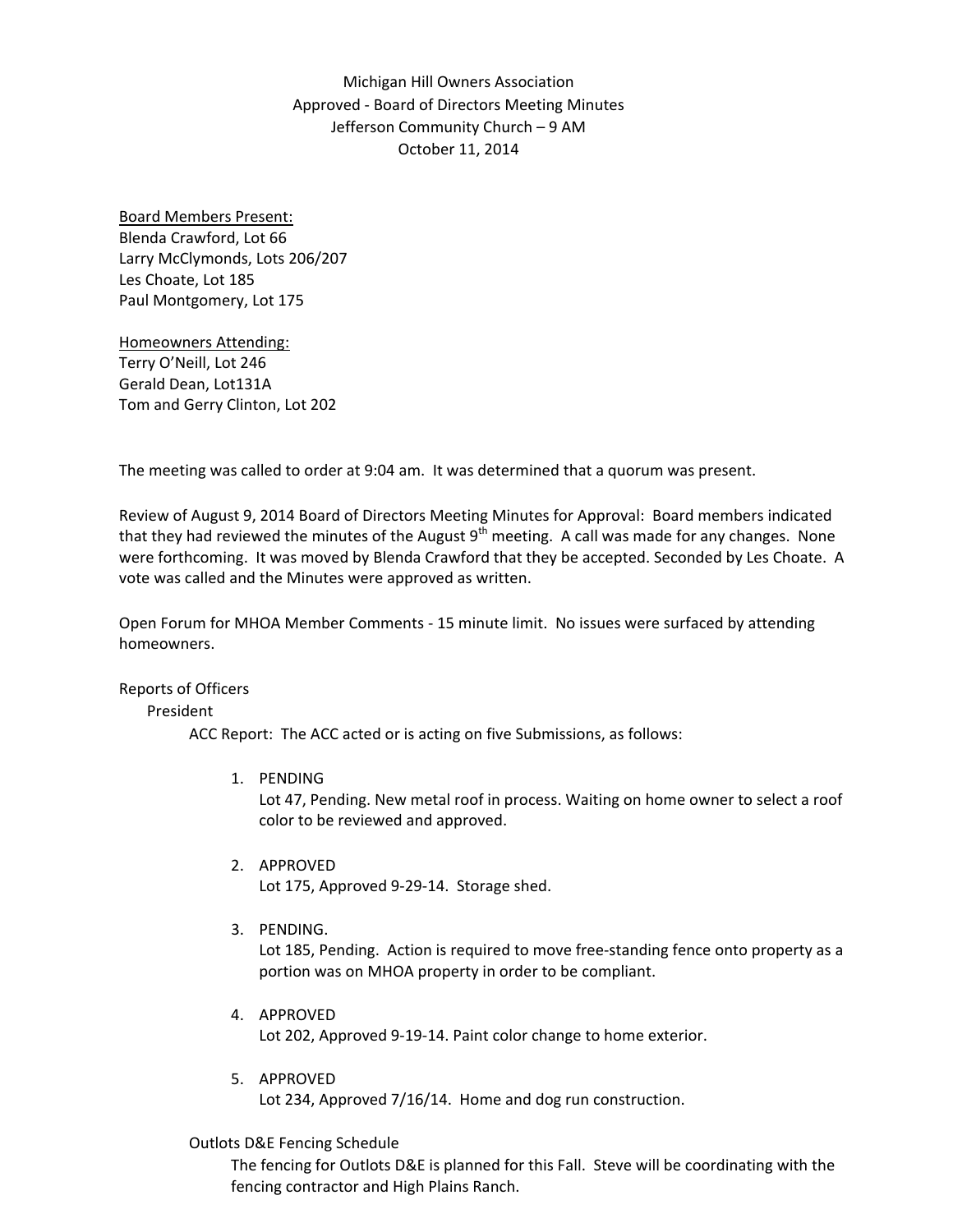Michigan Hill Owners Association
Approved - Board of Directors Meeting Minutes
Jefferson Community Church – 9 AM
October 11, 2014

Board Members Present:
Blenda Crawford, Lot 66
Larry McClymonds, Lots 206/207
Les Choate, Lot 185
Paul Montgomery, Lot 175

Homeowners Attending:
Terry O'Neill, Lot 246
Gerald Dean, Lot131A
Tom and Gerry Clinton, Lot 202

The meeting was called to order at 9:04 am. It was determined that a quorum was present.

Review of August 9, 2014 Board of Directors Meeting Minutes for Approval: Board members indicated that they had reviewed the minutes of the August 9th meeting. A call was made for any changes. None were forthcoming. It was moved by Blenda Crawford that they be accepted. Seconded by Les Choate. A vote was called and the Minutes were approved as written.

Open Forum for MHOA Member Comments - 15 minute limit. No issues were surfaced by attending homeowners.

Reports of Officers

President

ACC Report: The ACC acted or is acting on five Submissions, as follows:

1. PENDING
   Lot 47, Pending. New metal roof in process. Waiting on home owner to select a roof color to be reviewed and approved.

2. APPROVED
   Lot 175, Approved 9-29-14. Storage shed.

3. PENDING.
   Lot 185, Pending. Action is required to move free-standing fence onto property as a portion was on MHOA property in order to be compliant.

4. APPROVED
   Lot 202, Approved 9-19-14. Paint color change to home exterior.

5. APPROVED
   Lot 234, Approved 7/16/14. Home and dog run construction.

Outlots D&E Fencing Schedule

The fencing for Outlots D&E is planned for this Fall. Steve will be coordinating with the fencing contractor and High Plains Ranch.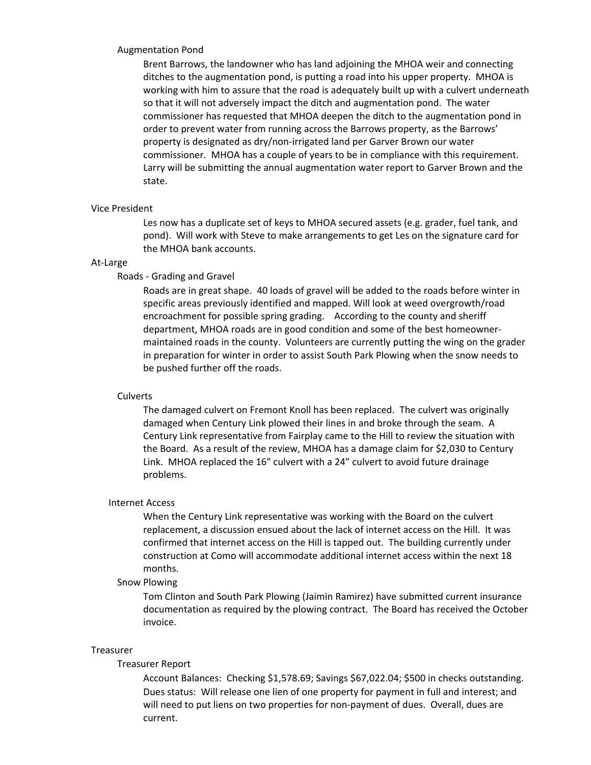### Augmentation Pond

Brent Barrows, the landowner who has land adjoining the MHOA weir and connecting ditches to the augmentation pond, is putting a road into his upper property. MHOA is working with him to assure that the road is adequately built up with a culvert underneath so that it will not adversely impact the ditch and augmentation pond. The water commissioner has requested that MHOA deepen the ditch to the augmentation pond in order to prevent water from running across the Barrows property, as the Barrows' property is designated as dry/non-irrigated land per Garver Brown our water commissioner. MHOA has a couple of years to be in compliance with this requirement. Larry will be submitting the annual augmentation water report to Garver Brown and the state.

## Vice President

Les now has a duplicate set of keys to MHOA secured assets (e.g. grader, fuel tank, and pond). Will work with Steve to make arrangements to get Les on the signature card for the MHOA bank accounts.

## At-Large

### Roads - Grading and Gravel

Roads are in great shape. 40 loads of gravel will be added to the roads before winter in specific areas previously identified and mapped. Will look at weed overgrowth/road encroachment for possible spring grading. According to the county and sheriff department, MHOA roads are in good condition and some of the best homeowner-maintained roads in the county. Volunteers are currently putting the wing on the grader in preparation for winter in order to assist South Park Plowing when the snow needs to be pushed further off the roads.

### Culverts

The damaged culvert on Fremont Knoll has been replaced. The culvert was originally damaged when Century Link plowed their lines in and broke through the seam. A Century Link representative from Fairplay came to the Hill to review the situation with the Board. As a result of the review, MHOA has a damage claim for $2,030 to Century Link. MHOA replaced the 16" culvert with a 24" culvert to avoid future drainage problems.

### Internet Access

When the Century Link representative was working with the Board on the culvert replacement, a discussion ensued about the lack of internet access on the Hill. It was confirmed that internet access on the Hill is tapped out. The building currently under construction at Como will accommodate additional internet access within the next 18 months.

### Snow Plowing

Tom Clinton and South Park Plowing (Jaimin Ramirez) have submitted current insurance documentation as required by the plowing contract. The Board has received the October invoice.

## Treasurer

### Treasurer Report

Account Balances: Checking $1,578.69; Savings $67,022.04; $500 in checks outstanding. Dues status: Will release one lien of one property for payment in full and interest; and will need to put liens on two properties for non-payment of dues. Overall, dues are current.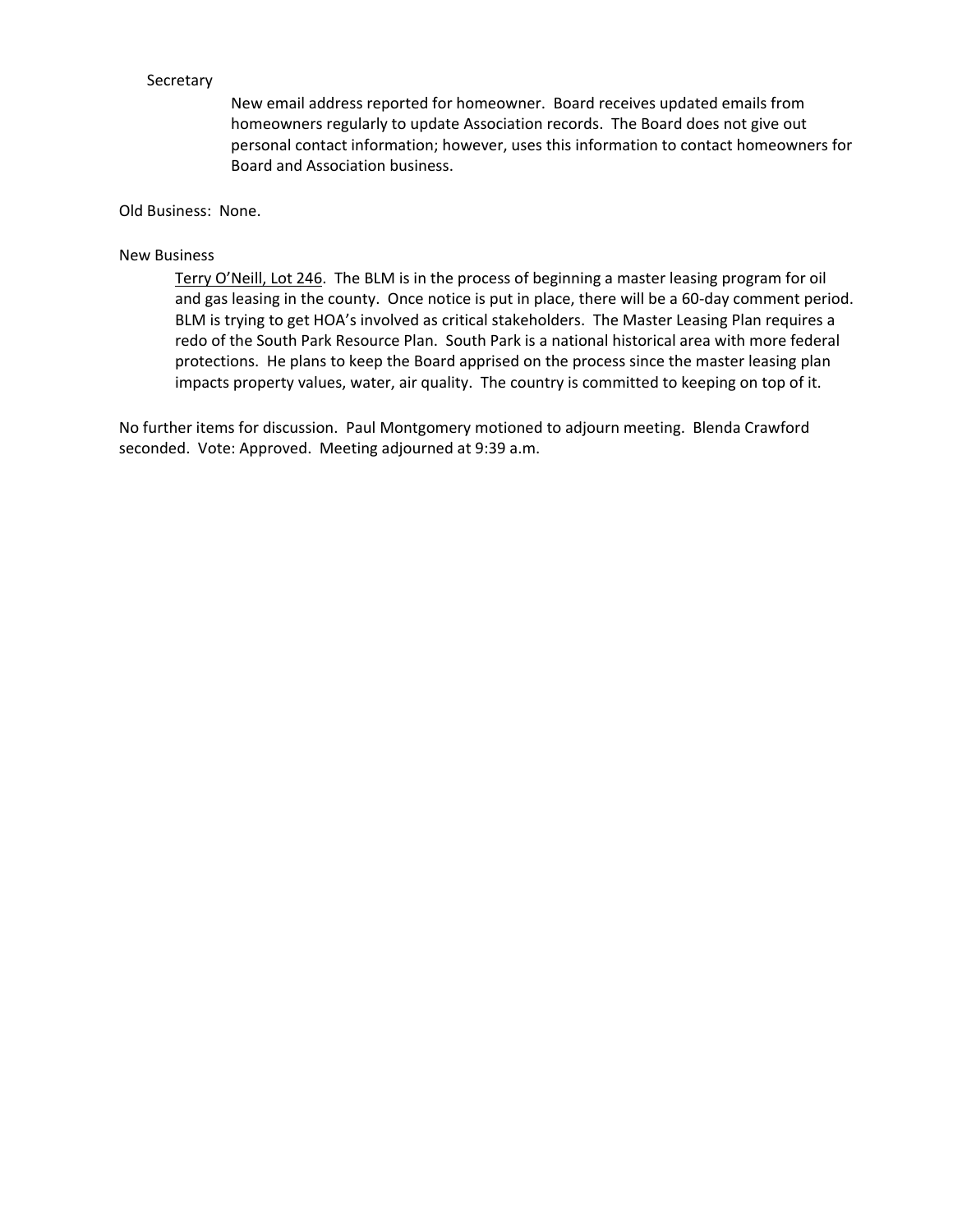Secretary

New email address reported for homeowner. Board receives updated emails from homeowners regularly to update Association records. The Board does not give out personal contact information; however, uses this information to contact homeowners for Board and Association business.

Old Business: None.

New Business

Terry O'Neill, Lot 246. The BLM is in the process of beginning a master leasing program for oil and gas leasing in the county. Once notice is put in place, there will be a 60-day comment period. BLM is trying to get HOA's involved as critical stakeholders. The Master Leasing Plan requires a redo of the South Park Resource Plan. South Park is a national historical area with more federal protections. He plans to keep the Board apprised on the process since the master leasing plan impacts property values, water, air quality. The country is committed to keeping on top of it.

No further items for discussion. Paul Montgomery motioned to adjourn meeting. Blenda Crawford seconded. Vote: Approved. Meeting adjourned at 9:39 a.m.